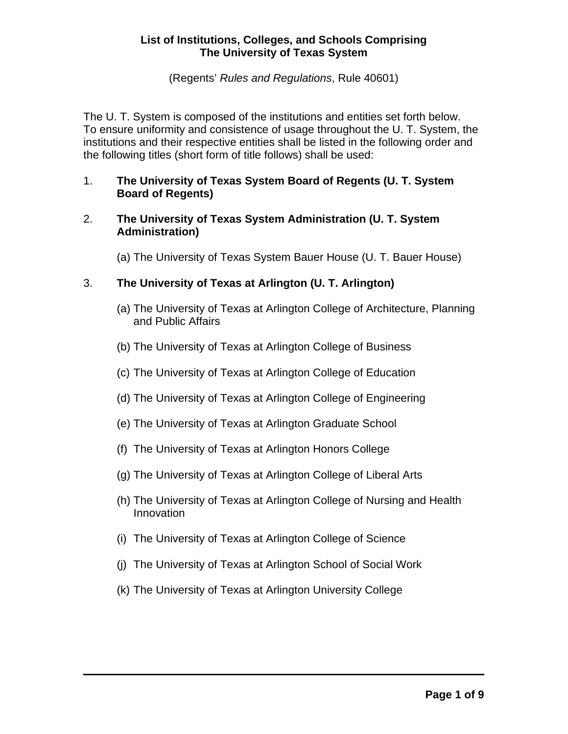# List of Institutions, Colleges, and Schools Comprising The University of Texas System

(Regents' *Rules and Regulations*, Rule 40601)

The U. T. System is composed of the institutions and entities set forth below. To ensure uniformity and consistence of usage throughout the U. T. System, the institutions and their respective entities shall be listed in the following order and the following titles (short form of title follows) shall be used:

1. **The University of Texas System Board of Regents (U. T. System Board of Regents)**

2. **The University of Texas System Administration (U. T. System Administration)**

   (a) The University of Texas System Bauer House (U. T. Bauer House)

3. **The University of Texas at Arlington (U. T. Arlington)**

   (a) The University of Texas at Arlington College of Architecture, Planning and Public Affairs

   (b) The University of Texas at Arlington College of Business

   (c) The University of Texas at Arlington College of Education

   (d) The University of Texas at Arlington College of Engineering

   (e) The University of Texas at Arlington Graduate School

   (f) The University of Texas at Arlington Honors College

   (g) The University of Texas at Arlington College of Liberal Arts

   (h) The University of Texas at Arlington College of Nursing and Health Innovation

   (i) The University of Texas at Arlington College of Science

   (j) The University of Texas at Arlington School of Social Work

   (k) The University of Texas at Arlington University College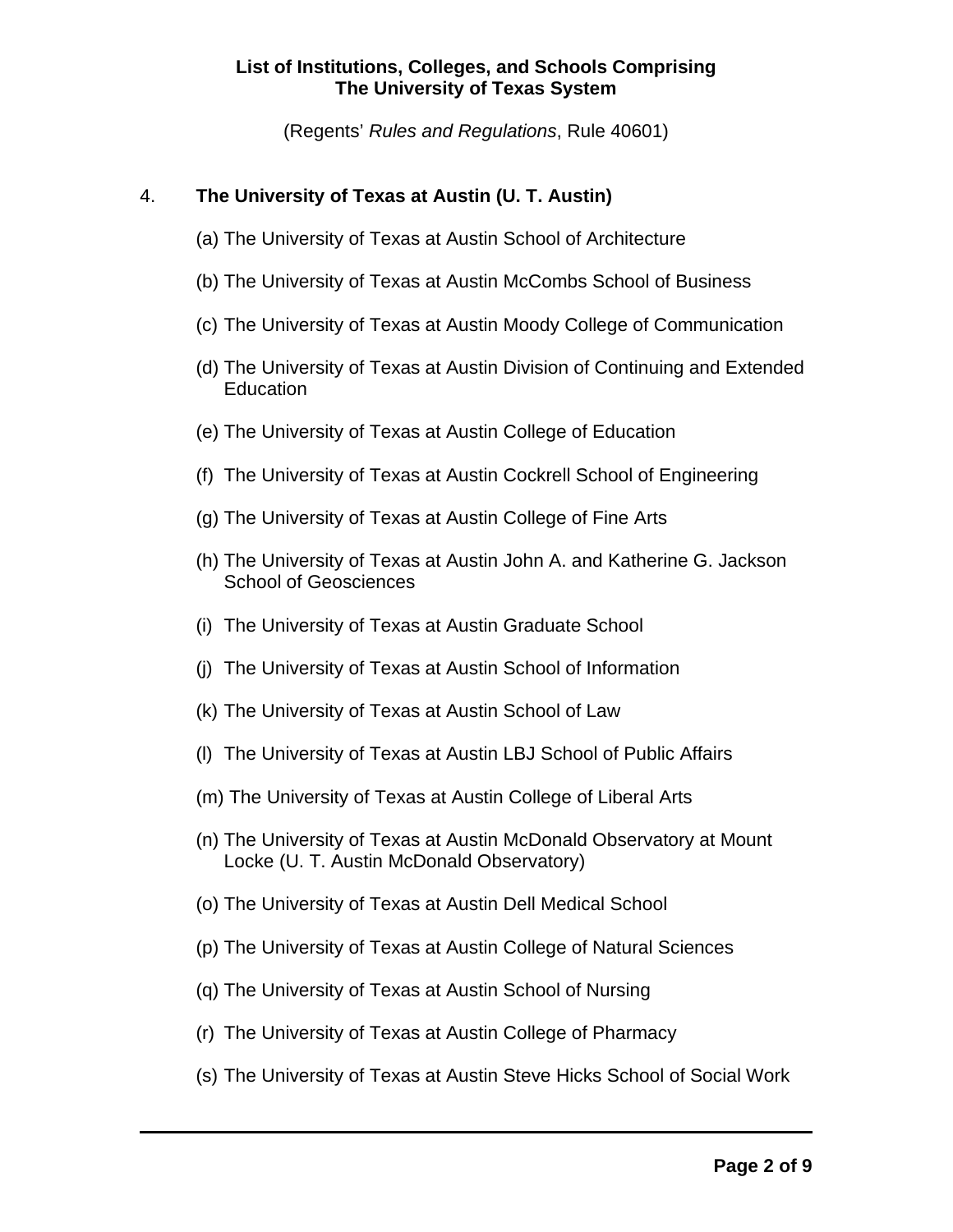**List of Institutions, Colleges, and Schools Comprising**
**The University of Texas System**

(Regents' *Rules and Regulations*, Rule 40601)

4. **The University of Texas at Austin (U. T. Austin)**

   (a) The University of Texas at Austin School of Architecture

   (b) The University of Texas at Austin McCombs School of Business

   (c) The University of Texas at Austin Moody College of Communication

   (d) The University of Texas at Austin Division of Continuing and Extended Education

   (e) The University of Texas at Austin College of Education

   (f) The University of Texas at Austin Cockrell School of Engineering

   (g) The University of Texas at Austin College of Fine Arts

   (h) The University of Texas at Austin John A. and Katherine G. Jackson School of Geosciences

   (i) The University of Texas at Austin Graduate School

   (j) The University of Texas at Austin School of Information

   (k) The University of Texas at Austin School of Law

   (l) The University of Texas at Austin LBJ School of Public Affairs

   (m) The University of Texas at Austin College of Liberal Arts

   (n) The University of Texas at Austin McDonald Observatory at Mount Locke (U. T. Austin McDonald Observatory)

   (o) The University of Texas at Austin Dell Medical School

   (p) The University of Texas at Austin College of Natural Sciences

   (q) The University of Texas at Austin School of Nursing

   (r) The University of Texas at Austin College of Pharmacy

   (s) The University of Texas at Austin Steve Hicks School of Social Work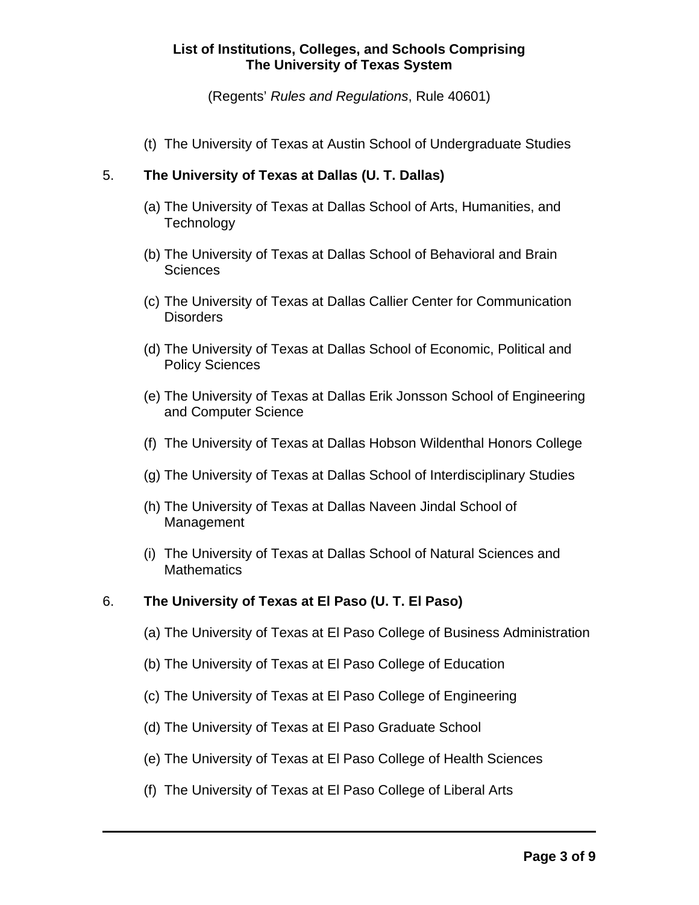(t) The University of Texas at Austin School of Undergraduate Studies

5. **The University of Texas at Dallas (U. T. Dallas)**

(a) The University of Texas at Dallas School of Arts, Humanities, and Technology

(b) The University of Texas at Dallas School of Behavioral and Brain Sciences

(c) The University of Texas at Dallas Callier Center for Communication Disorders

(d) The University of Texas at Dallas School of Economic, Political and Policy Sciences

(e) The University of Texas at Dallas Erik Jonsson School of Engineering and Computer Science

(f) The University of Texas at Dallas Hobson Wildenthal Honors College

(g) The University of Texas at Dallas School of Interdisciplinary Studies

(h) The University of Texas at Dallas Naveen Jindal School of Management

(i) The University of Texas at Dallas School of Natural Sciences and Mathematics

6. **The University of Texas at El Paso (U. T. El Paso)**

(a) The University of Texas at El Paso College of Business Administration

(b) The University of Texas at El Paso College of Education

(c) The University of Texas at El Paso College of Engineering

(d) The University of Texas at El Paso Graduate School

(e) The University of Texas at El Paso College of Health Sciences

(f) The University of Texas at El Paso College of Liberal Arts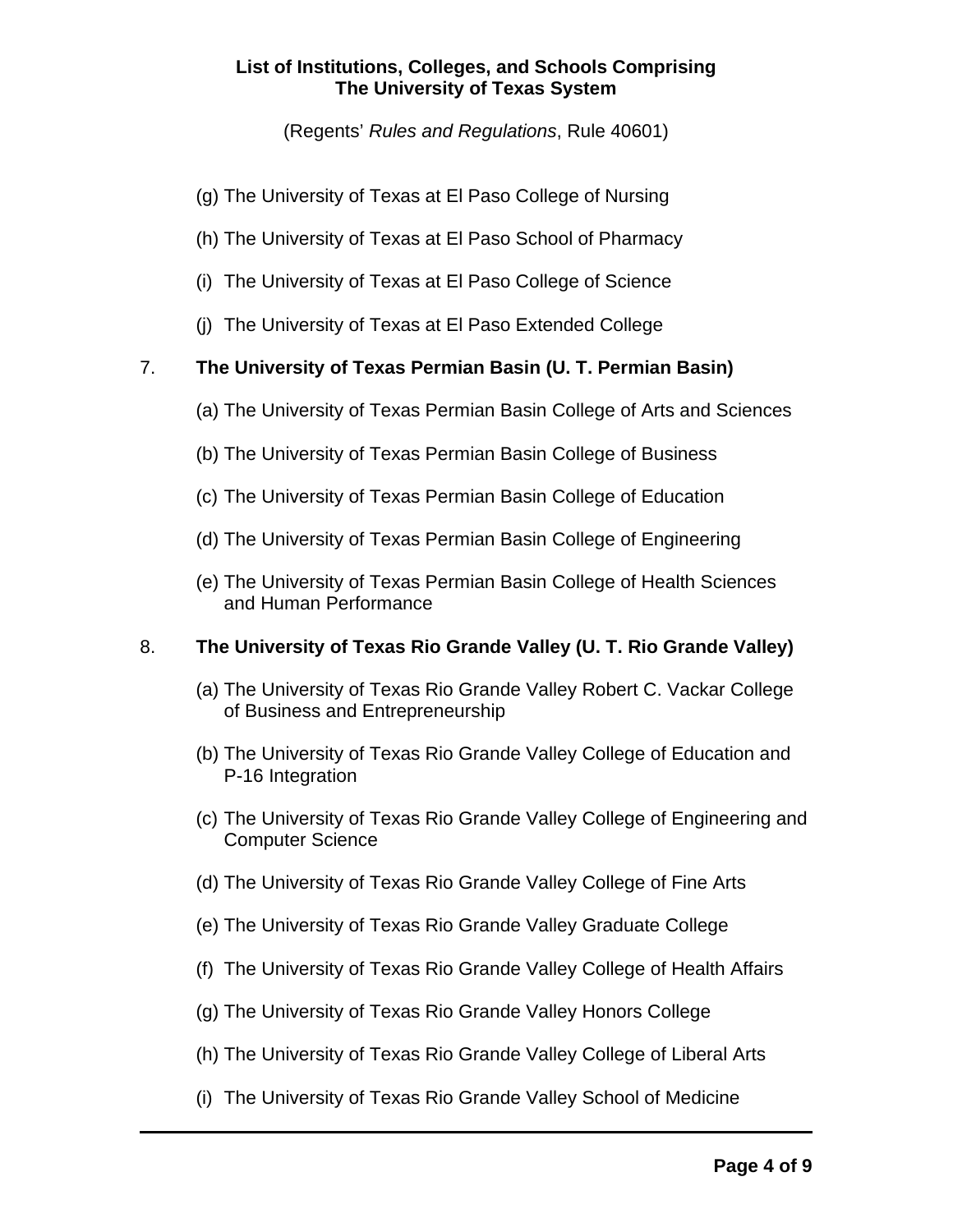(g) The University of Texas at El Paso College of Nursing

(h) The University of Texas at El Paso School of Pharmacy

(i) The University of Texas at El Paso College of Science

(j) The University of Texas at El Paso Extended College

7. **The University of Texas Permian Basin (U. T. Permian Basin)**

(a) The University of Texas Permian Basin College of Arts and Sciences

(b) The University of Texas Permian Basin College of Business

(c) The University of Texas Permian Basin College of Education

(d) The University of Texas Permian Basin College of Engineering

(e) The University of Texas Permian Basin College of Health Sciences and Human Performance

8. **The University of Texas Rio Grande Valley (U. T. Rio Grande Valley)**

(a) The University of Texas Rio Grande Valley Robert C. Vackar College of Business and Entrepreneurship

(b) The University of Texas Rio Grande Valley College of Education and P-16 Integration

(c) The University of Texas Rio Grande Valley College of Engineering and Computer Science

(d) The University of Texas Rio Grande Valley College of Fine Arts

(e) The University of Texas Rio Grande Valley Graduate College

(f) The University of Texas Rio Grande Valley College of Health Affairs

(g) The University of Texas Rio Grande Valley Honors College

(h) The University of Texas Rio Grande Valley College of Liberal Arts

(i) The University of Texas Rio Grande Valley School of Medicine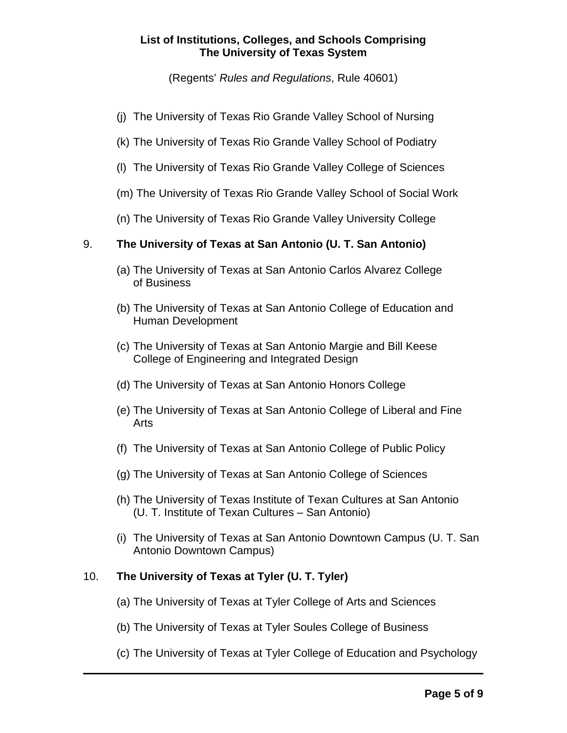**List of Institutions, Colleges, and Schools Comprising The University of Texas System**

(Regents' *Rules and Regulations*, Rule 40601)

(j) The University of Texas Rio Grande Valley School of Nursing

(k) The University of Texas Rio Grande Valley School of Podiatry

(l) The University of Texas Rio Grande Valley College of Sciences

(m) The University of Texas Rio Grande Valley School of Social Work

(n) The University of Texas Rio Grande Valley University College

9. **The University of Texas at San Antonio (U. T. San Antonio)**

(a) The University of Texas at San Antonio Carlos Alvarez College of Business

(b) The University of Texas at San Antonio College of Education and Human Development

(c) The University of Texas at San Antonio Margie and Bill Keese College of Engineering and Integrated Design

(d) The University of Texas at San Antonio Honors College

(e) The University of Texas at San Antonio College of Liberal and Fine Arts

(f) The University of Texas at San Antonio College of Public Policy

(g) The University of Texas at San Antonio College of Sciences

(h) The University of Texas Institute of Texan Cultures at San Antonio (U. T. Institute of Texan Cultures – San Antonio)

(i) The University of Texas at San Antonio Downtown Campus (U. T. San Antonio Downtown Campus)

10. **The University of Texas at Tyler (U. T. Tyler)**

(a) The University of Texas at Tyler College of Arts and Sciences

(b) The University of Texas at Tyler Soules College of Business

(c) The University of Texas at Tyler College of Education and Psychology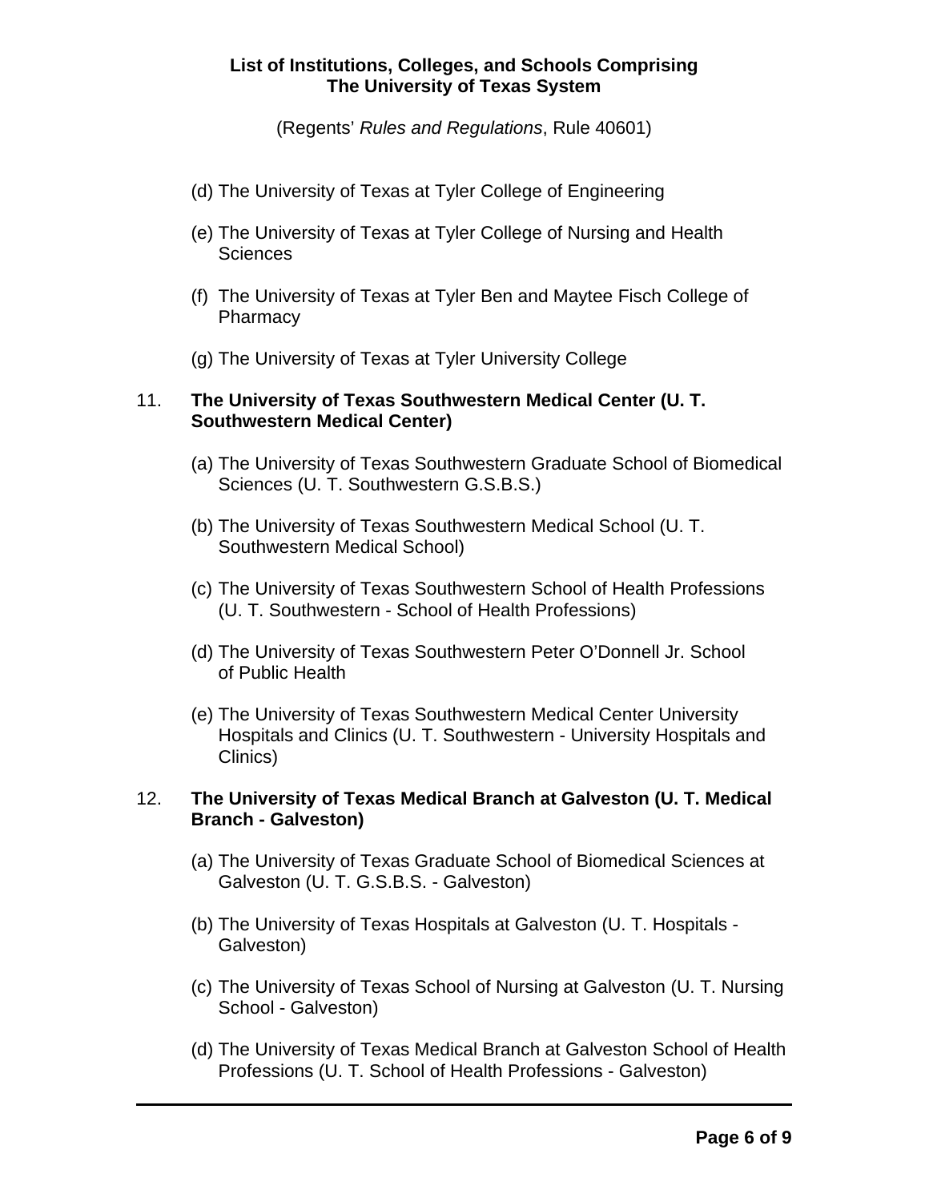(d) The University of Texas at Tyler College of Engineering

(e) The University of Texas at Tyler College of Nursing and Health Sciences

(f) The University of Texas at Tyler Ben and Maytee Fisch College of Pharmacy

(g) The University of Texas at Tyler University College

11. **The University of Texas Southwestern Medical Center (U. T. Southwestern Medical Center)**

    (a) The University of Texas Southwestern Graduate School of Biomedical Sciences (U. T. Southwestern G.S.B.S.)

    (b) The University of Texas Southwestern Medical School (U. T. Southwestern Medical School)

    (c) The University of Texas Southwestern School of Health Professions (U. T. Southwestern - School of Health Professions)

    (d) The University of Texas Southwestern Peter O'Donnell Jr. School of Public Health

    (e) The University of Texas Southwestern Medical Center University Hospitals and Clinics (U. T. Southwestern - University Hospitals and Clinics)

12. **The University of Texas Medical Branch at Galveston (U. T. Medical Branch - Galveston)**

    (a) The University of Texas Graduate School of Biomedical Sciences at Galveston (U. T. G.S.B.S. - Galveston)

    (b) The University of Texas Hospitals at Galveston (U. T. Hospitals - Galveston)

    (c) The University of Texas School of Nursing at Galveston (U. T. Nursing School - Galveston)

    (d) The University of Texas Medical Branch at Galveston School of Health Professions (U. T. School of Health Professions - Galveston)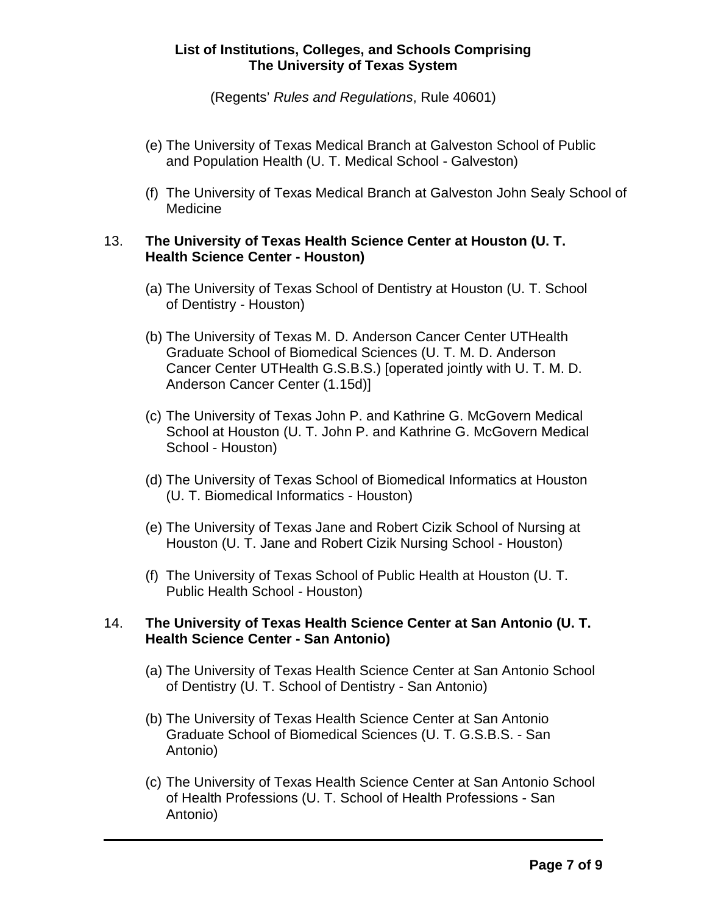(e) The University of Texas Medical Branch at Galveston School of Public and Population Health (U. T. Medical School - Galveston)

(f) The University of Texas Medical Branch at Galveston John Sealy School of Medicine

13. **The University of Texas Health Science Center at Houston (U. T. Health Science Center - Houston)**

    (a) The University of Texas School of Dentistry at Houston (U. T. School of Dentistry - Houston)

    (b) The University of Texas M. D. Anderson Cancer Center UTHealth Graduate School of Biomedical Sciences (U. T. M. D. Anderson Cancer Center UTHealth G.S.B.S.) [operated jointly with U. T. M. D. Anderson Cancer Center (1.15d)]

    (c) The University of Texas John P. and Kathrine G. McGovern Medical School at Houston (U. T. John P. and Kathrine G. McGovern Medical School - Houston)

    (d) The University of Texas School of Biomedical Informatics at Houston (U. T. Biomedical Informatics - Houston)

    (e) The University of Texas Jane and Robert Cizik School of Nursing at Houston (U. T. Jane and Robert Cizik Nursing School - Houston)

    (f) The University of Texas School of Public Health at Houston (U. T. Public Health School - Houston)

14. **The University of Texas Health Science Center at San Antonio (U. T. Health Science Center - San Antonio)**

    (a) The University of Texas Health Science Center at San Antonio School of Dentistry (U. T. School of Dentistry - San Antonio)

    (b) The University of Texas Health Science Center at San Antonio Graduate School of Biomedical Sciences (U. T. G.S.B.S. - San Antonio)

    (c) The University of Texas Health Science Center at San Antonio School of Health Professions (U. T. School of Health Professions - San Antonio)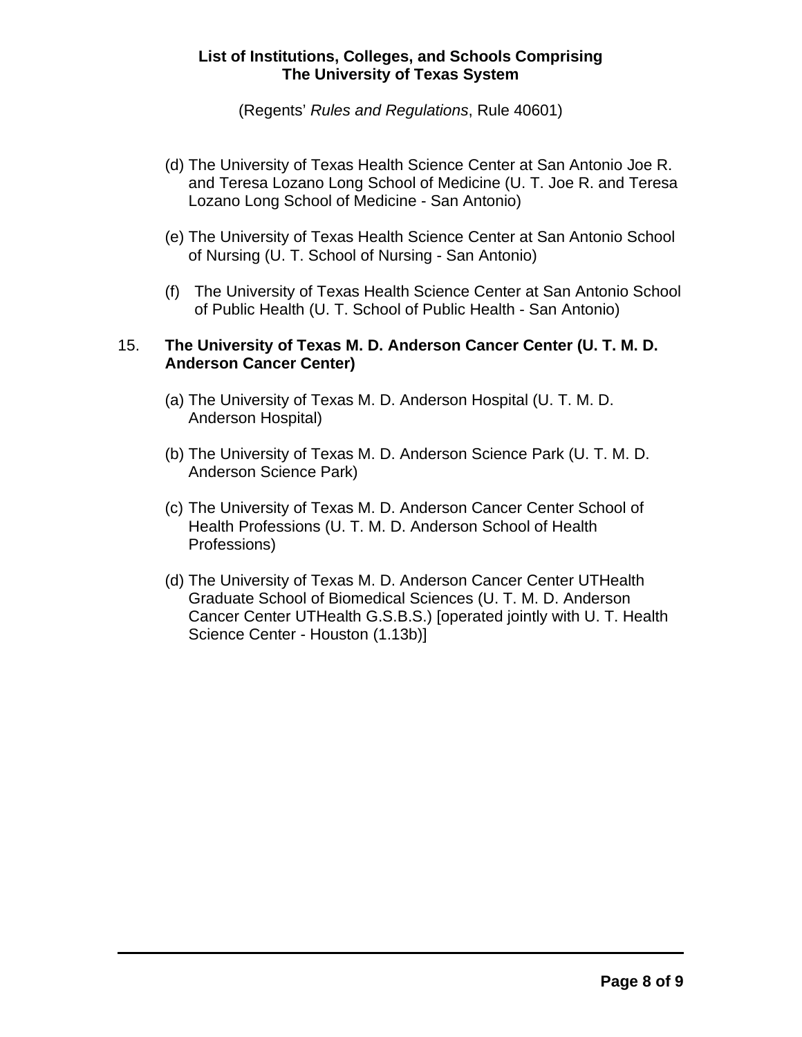(d) The University of Texas Health Science Center at San Antonio Joe R. and Teresa Lozano Long School of Medicine (U. T. Joe R. and Teresa Lozano Long School of Medicine - San Antonio)

(e) The University of Texas Health Science Center at San Antonio School of Nursing (U. T. School of Nursing - San Antonio)

(f) The University of Texas Health Science Center at San Antonio School of Public Health (U. T. School of Public Health - San Antonio)

15. **The University of Texas M. D. Anderson Cancer Center (U. T. M. D. Anderson Cancer Center)**

(a) The University of Texas M. D. Anderson Hospital (U. T. M. D. Anderson Hospital)

(b) The University of Texas M. D. Anderson Science Park (U. T. M. D. Anderson Science Park)

(c) The University of Texas M. D. Anderson Cancer Center School of Health Professions (U. T. M. D. Anderson School of Health Professions)

(d) The University of Texas M. D. Anderson Cancer Center UTHealth Graduate School of Biomedical Sciences (U. T. M. D. Anderson Cancer Center UTHealth G.S.B.S.) [operated jointly with U. T. Health Science Center - Houston (1.13b)]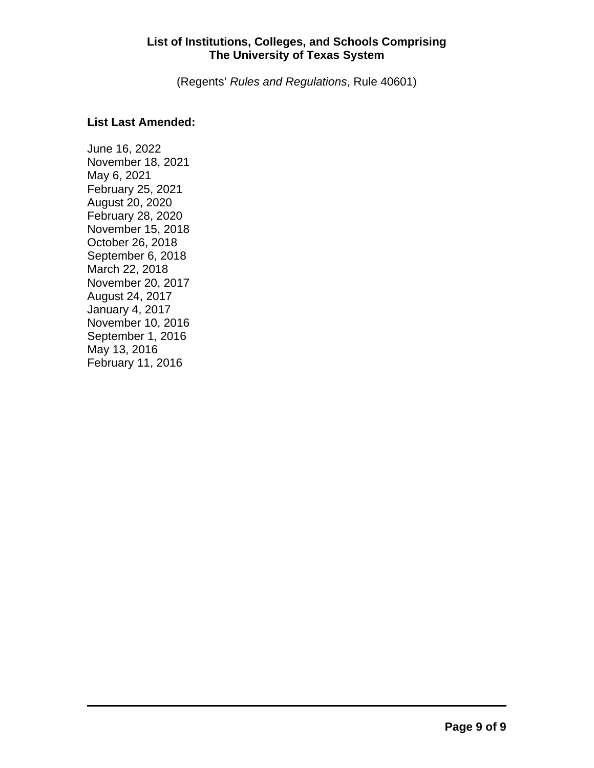**List of Institutions, Colleges, and Schools Comprising The University of Texas System**

(Regents' *Rules and Regulations*, Rule 40601)

**List Last Amended:**

June 16, 2022
November 18, 2021
May 6, 2021
February 25, 2021
August 20, 2020
February 28, 2020
November 15, 2018
October 26, 2018
September 6, 2018
March 22, 2018
November 20, 2017
August 24, 2017
January 4, 2017
November 10, 2016
September 1, 2016
May 13, 2016
February 11, 2016